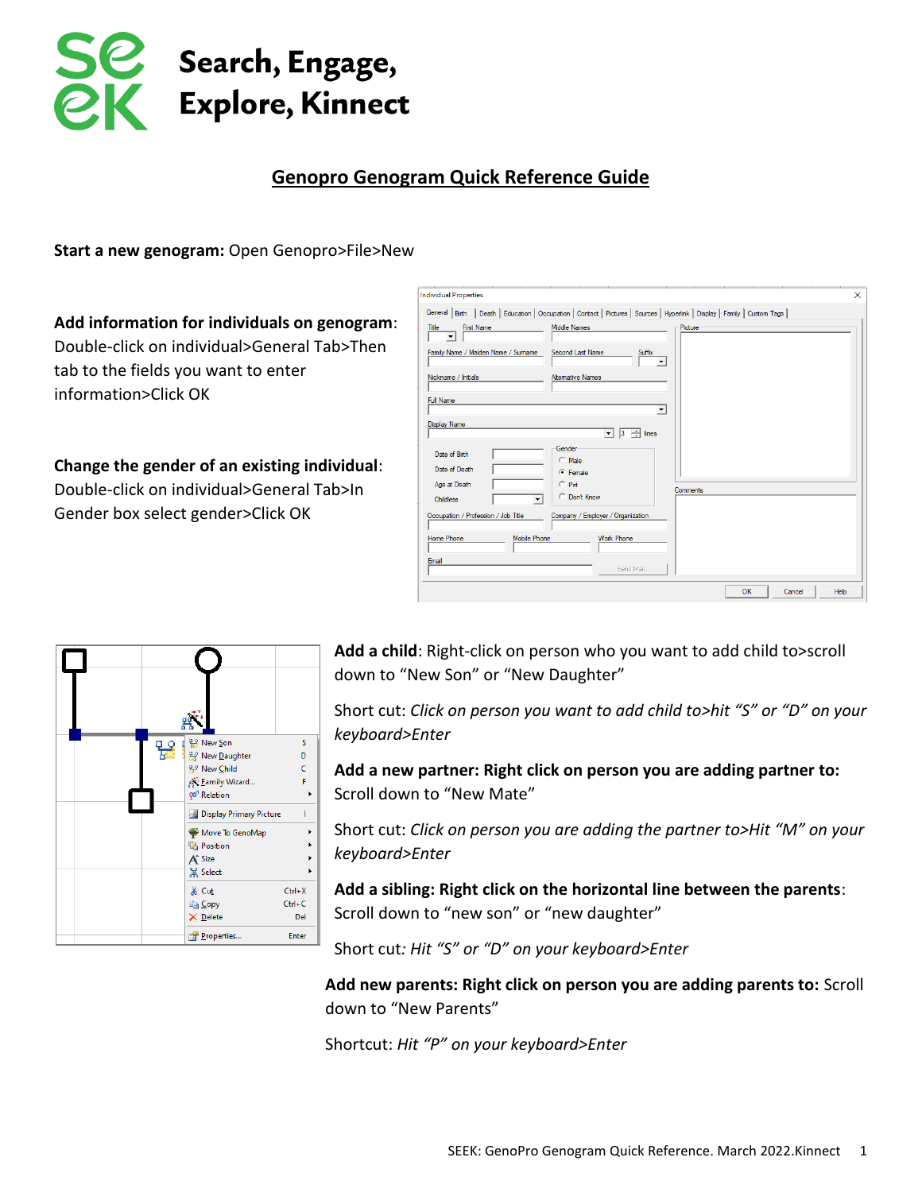**Search, Engage, Explore, Kinnect**

# Genopro Genogram Quick Reference Guide

**Start a new genogram:** Open Genopro>File>New

**Add information for individuals on genogram**: Double-click on individual>General Tab>Then tab to the fields you want to enter information>Click OK

**Change the gender of an existing individual**: Double-click on individual>General Tab>In Gender box select gender>Click OK

**Add a child**: Right-click on person who you want to add child to>scroll down to "New Son" or "New Daughter"

Short cut: *Click on person you want to add child to>hit "S" or "D" on your keyboard>Enter*

**Add a new partner: Right click on person you are adding partner to:** Scroll down to "New Mate"

Short cut: *Click on person you are adding the partner to>Hit "M" on your keyboard>Enter*

**Add a sibling: Right click on the horizontal line between the parents**: Scroll down to "new son" or "new daughter"

Short cut*: Hit "S" or "D" on your keyboard>Enter*

**Add new parents: Right click on person you are adding parents to:** Scroll down to "New Parents"

Shortcut: *Hit "P" on your keyboard>Enter*

SEEK: GenoPro Genogram Quick Reference. March 2022.Kinnect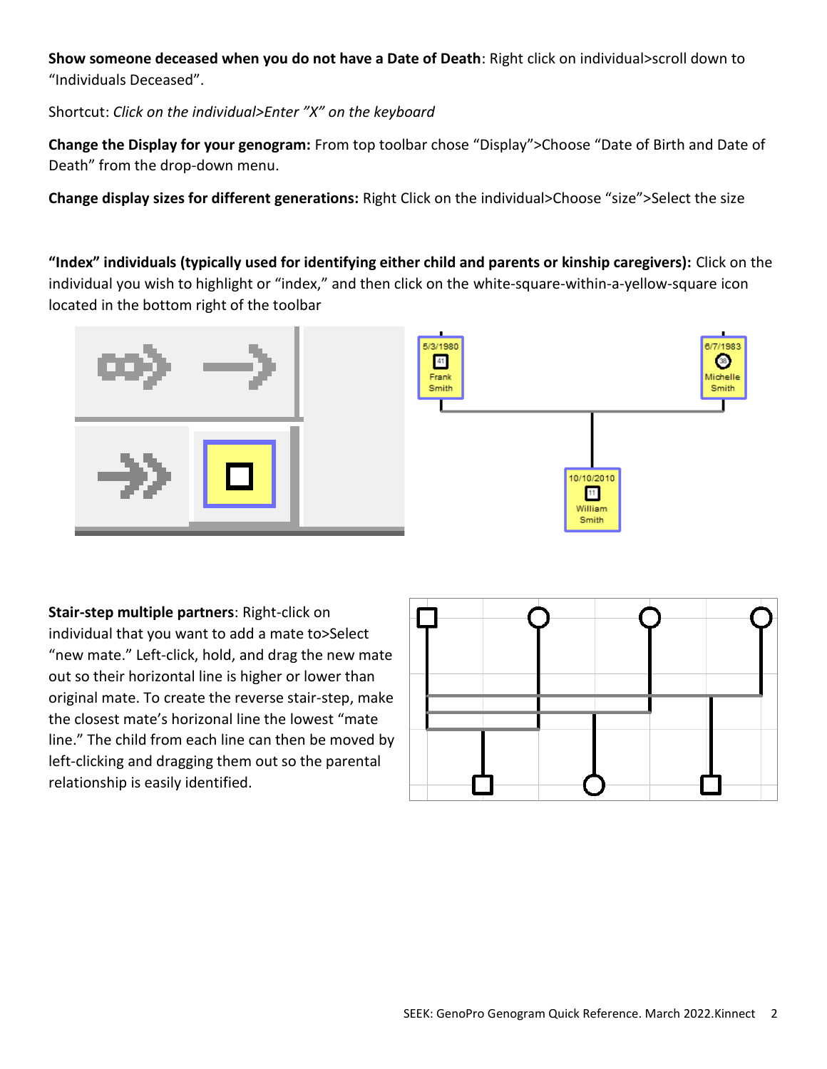**Show someone deceased when you do not have a Date of Death**: Right click on individual>scroll down to "Individuals Deceased".

Shortcut: *Click on the individual>Enter "X" on the keyboard*

**Change the Display for your genogram:** From top toolbar chose "Display">Choose "Date of Birth and Date of Death" from the drop-down menu.

**Change display sizes for different generations:** Right Click on the individual>Choose "size">Select the size

**"Index" individuals (typically used for identifying either child and parents or kinship caregivers):** Click on the individual you wish to highlight or "index," and then click on the white-square-within-a-yellow-square icon located in the bottom right of the toolbar

**Stair-step multiple partners**: Right-click on individual that you want to add a mate to>Select "new mate." Left-click, hold, and drag the new mate out so their horizontal line is higher or lower than original mate. To create the reverse stair-step, make the closest mate's horizonal line the lowest "mate line." The child from each line can then be moved by left-clicking and dragging them out so the parental relationship is easily identified.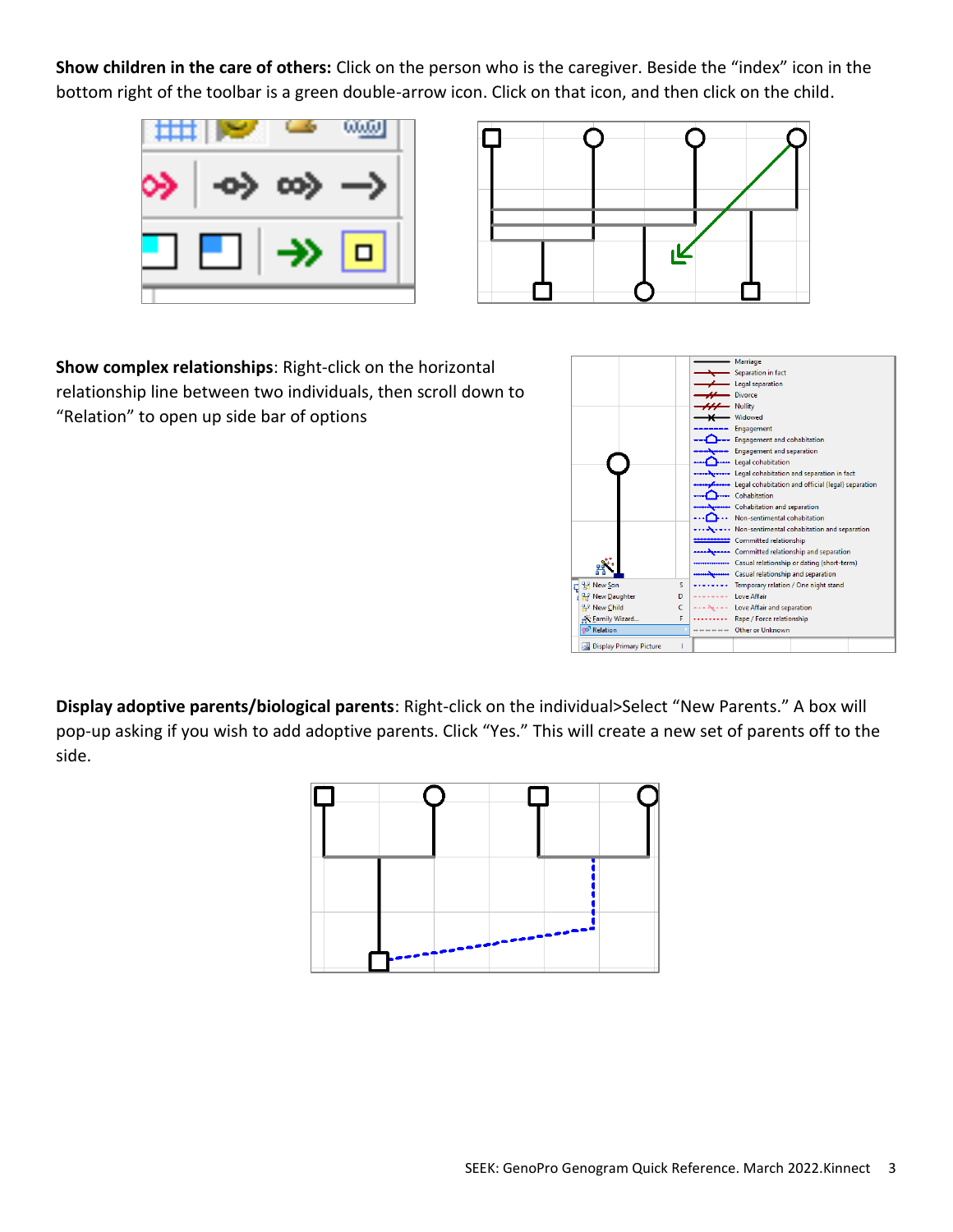**Show children in the care of others:** Click on the person who is the caregiver. Beside the "index" icon in the bottom right of the toolbar is a green double-arrow icon. Click on that icon, and then click on the child.

**Show complex relationships**: Right-click on the horizontal relationship line between two individuals, then scroll down to "Relation" to open up side bar of options

**Display adoptive parents/biological parents**: Right-click on the individual>Select "New Parents." A box will pop-up asking if you wish to add adoptive parents. Click "Yes." This will create a new set of parents off to the side.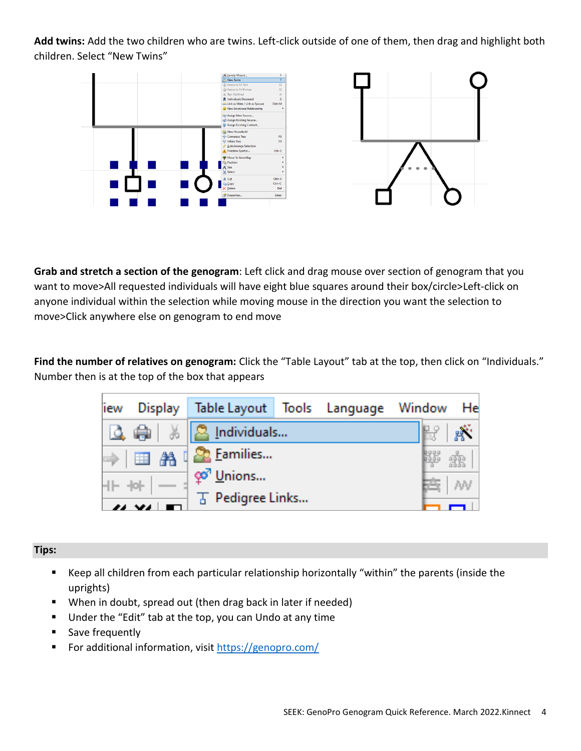**Add twins:** Add the two children who are twins. Left-click outside of one of them, then drag and highlight both children. Select "New Twins"

**Grab and stretch a section of the genogram**: Left click and drag mouse over section of genogram that you want to move>All requested individuals will have eight blue squares around their box/circle>Left-click on anyone individual within the selection while moving mouse in the direction you want the selection to move>Click anywhere else on genogram to end move

**Find the number of relatives on genogram:** Click the "Table Layout" tab at the top, then click on "Individuals." Number then is at the top of the box that appears

**Tips:**

- Keep all children from each particular relationship horizontally "within" the parents (inside the uprights)
- When in doubt, spread out (then drag back in later if needed)
- Under the "Edit" tab at the top, you can Undo at any time
- Save frequently
- For additional information, visit https://genopro.com/